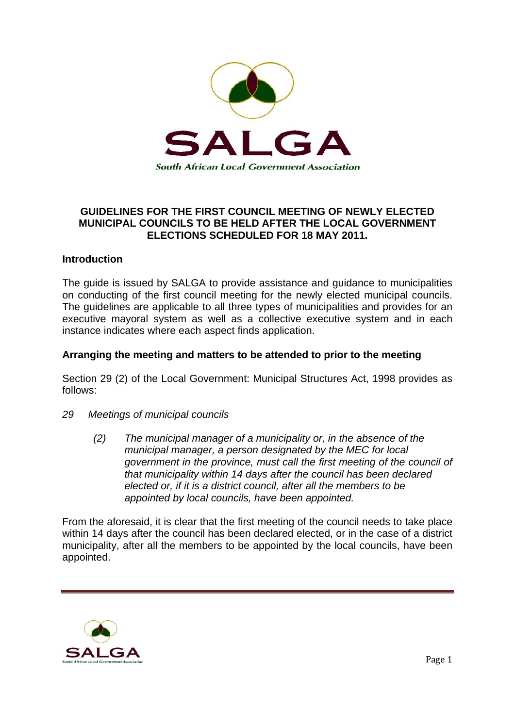SALGA

South African Local Government Association

# GUIDELINES FOR THE FIRST COUNCIL MEETING OF NEWLY ELECTED MUNICIPAL COUNCILS TO BE HELD AFTER THE LOCAL GOVERNMENT ELECTIONS SCHEDULED FOR 18 MAY 2011.

## Introduction

The guide is issued by SALGA to provide assistance and guidance to municipalities on conducting of the first council meeting for the newly elected municipal councils. The guidelines are applicable to all three types of municipalities and provides for an executive mayoral system as well as a collective executive system and in each instance indicates where each aspect finds application.

## Arranging the meeting and matters to be attended to prior to the meeting

Section 29 (2) of the Local Government: Municipal Structures Act, 1998 provides as follows:

*29 Meetings of municipal councils*

> *(2) The municipal manager of a municipality or, in the absence of the municipal manager, a person designated by the MEC for local government in the province, must call the first meeting of the council of that municipality within 14 days after the council has been declared elected or, if it is a district council, after all the members to be appointed by local councils, have been appointed.*

From the aforesaid, it is clear that the first meeting of the council needs to take place within 14 days after the council has been declared elected, or in the case of a district municipality, after all the members to be appointed by the local councils, have been appointed.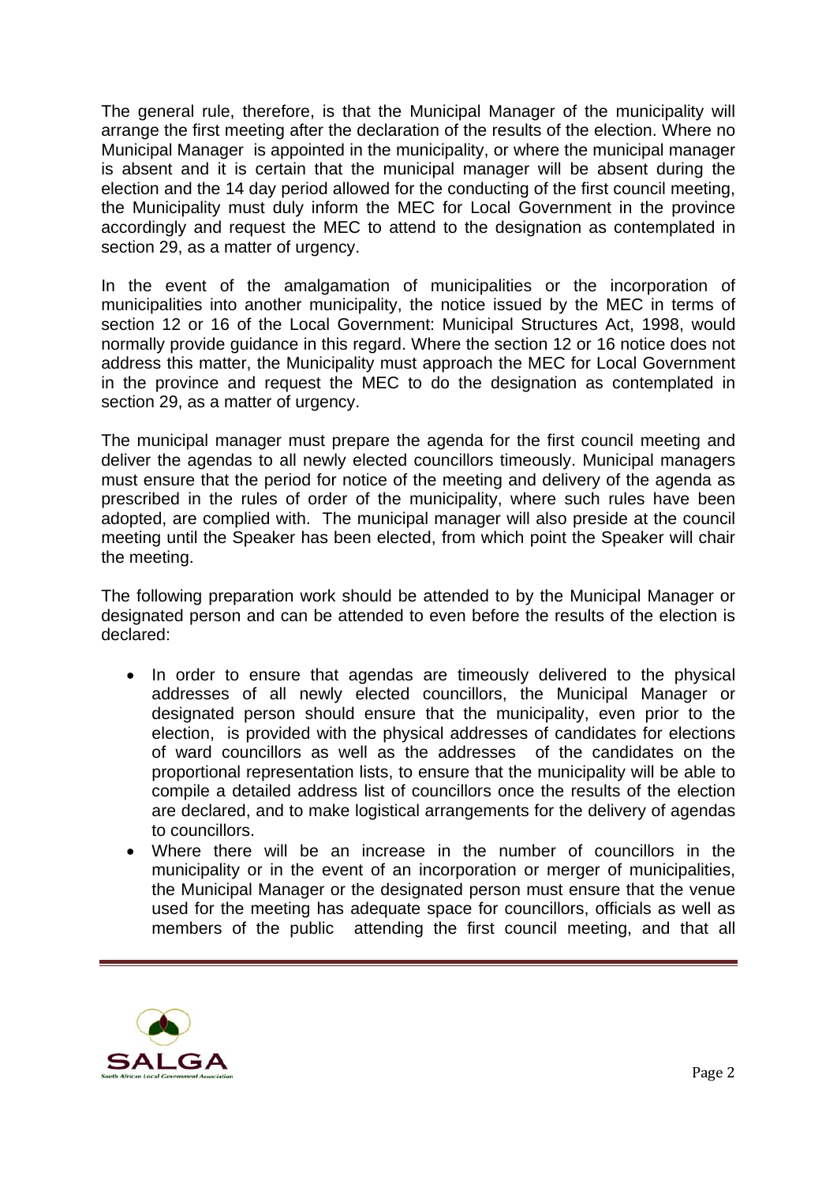The general rule, therefore, is that the Municipal Manager of the municipality will arrange the first meeting after the declaration of the results of the election. Where no Municipal Manager is appointed in the municipality, or where the municipal manager is absent and it is certain that the municipal manager will be absent during the election and the 14 day period allowed for the conducting of the first council meeting, the Municipality must duly inform the MEC for Local Government in the province accordingly and request the MEC to attend to the designation as contemplated in section 29, as a matter of urgency.

In the event of the amalgamation of municipalities or the incorporation of municipalities into another municipality, the notice issued by the MEC in terms of section 12 or 16 of the Local Government: Municipal Structures Act, 1998, would normally provide guidance in this regard. Where the section 12 or 16 notice does not address this matter, the Municipality must approach the MEC for Local Government in the province and request the MEC to do the designation as contemplated in section 29, as a matter of urgency.

The municipal manager must prepare the agenda for the first council meeting and deliver the agendas to all newly elected councillors timeously. Municipal managers must ensure that the period for notice of the meeting and delivery of the agenda as prescribed in the rules of order of the municipality, where such rules have been adopted, are complied with. The municipal manager will also preside at the council meeting until the Speaker has been elected, from which point the Speaker will chair the meeting.

The following preparation work should be attended to by the Municipal Manager or designated person and can be attended to even before the results of the election is declared:

- In order to ensure that agendas are timeously delivered to the physical addresses of all newly elected councillors, the Municipal Manager or designated person should ensure that the municipality, even prior to the election, is provided with the physical addresses of candidates for elections of ward councillors as well as the addresses of the candidates on the proportional representation lists, to ensure that the municipality will be able to compile a detailed address list of councillors once the results of the election are declared, and to make logistical arrangements for the delivery of agendas to councillors.
- Where there will be an increase in the number of councillors in the municipality or in the event of an incorporation or merger of municipalities, the Municipal Manager or the designated person must ensure that the venue used for the meeting has adequate space for councillors, officials as well as members of the public attending the first council meeting, and that all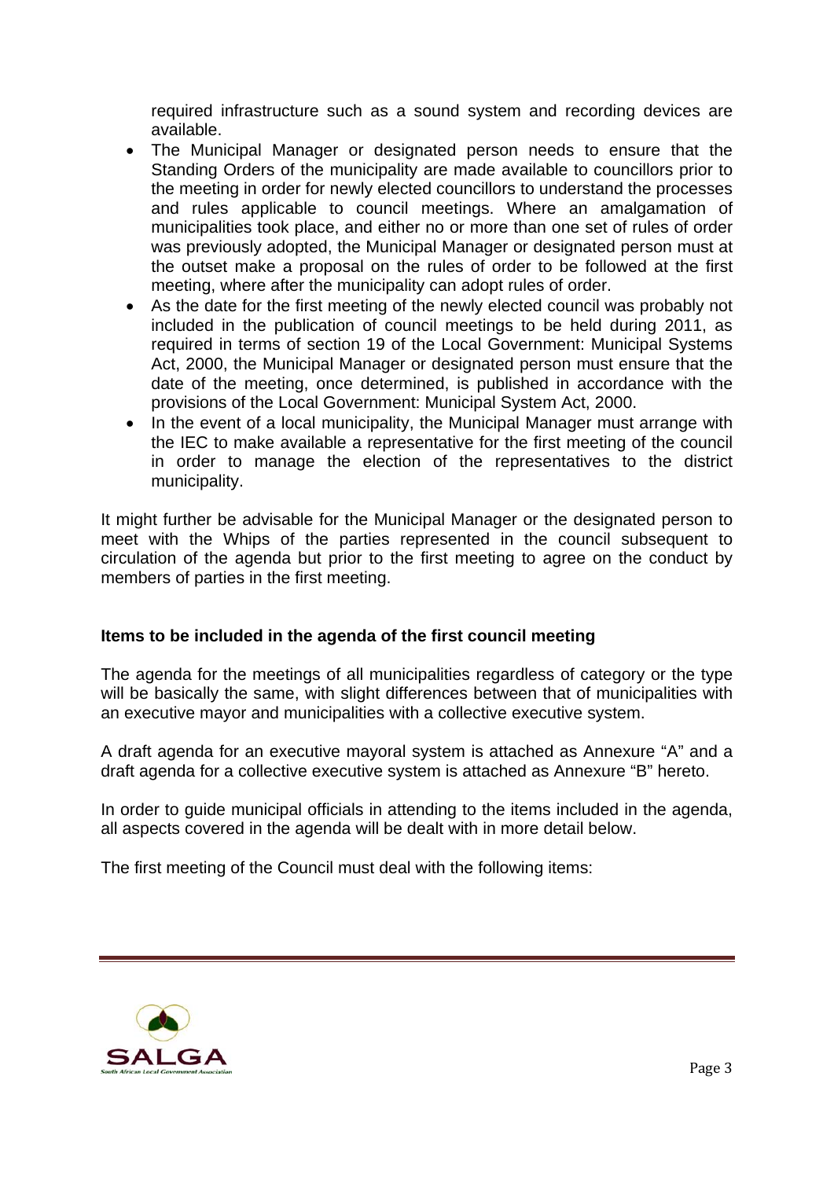required infrastructure such as a sound system and recording devices are available.

- The Municipal Manager or designated person needs to ensure that the Standing Orders of the municipality are made available to councillors prior to the meeting in order for newly elected councillors to understand the processes and rules applicable to council meetings. Where an amalgamation of municipalities took place, and either no or more than one set of rules of order was previously adopted, the Municipal Manager or designated person must at the outset make a proposal on the rules of order to be followed at the first meeting, where after the municipality can adopt rules of order.
- As the date for the first meeting of the newly elected council was probably not included in the publication of council meetings to be held during 2011, as required in terms of section 19 of the Local Government: Municipal Systems Act, 2000, the Municipal Manager or designated person must ensure that the date of the meeting, once determined, is published in accordance with the provisions of the Local Government: Municipal System Act, 2000.
- In the event of a local municipality, the Municipal Manager must arrange with the IEC to make available a representative for the first meeting of the council in order to manage the election of the representatives to the district municipality.

It might further be advisable for the Municipal Manager or the designated person to meet with the Whips of the parties represented in the council subsequent to circulation of the agenda but prior to the first meeting to agree on the conduct by members of parties in the first meeting.

**Items to be included in the agenda of the first council meeting**

The agenda for the meetings of all municipalities regardless of category or the type will be basically the same, with slight differences between that of municipalities with an executive mayor and municipalities with a collective executive system.

A draft agenda for an executive mayoral system is attached as Annexure "A" and a draft agenda for a collective executive system is attached as Annexure "B" hereto.

In order to guide municipal officials in attending to the items included in the agenda, all aspects covered in the agenda will be dealt with in more detail below.

The first meeting of the Council must deal with the following items: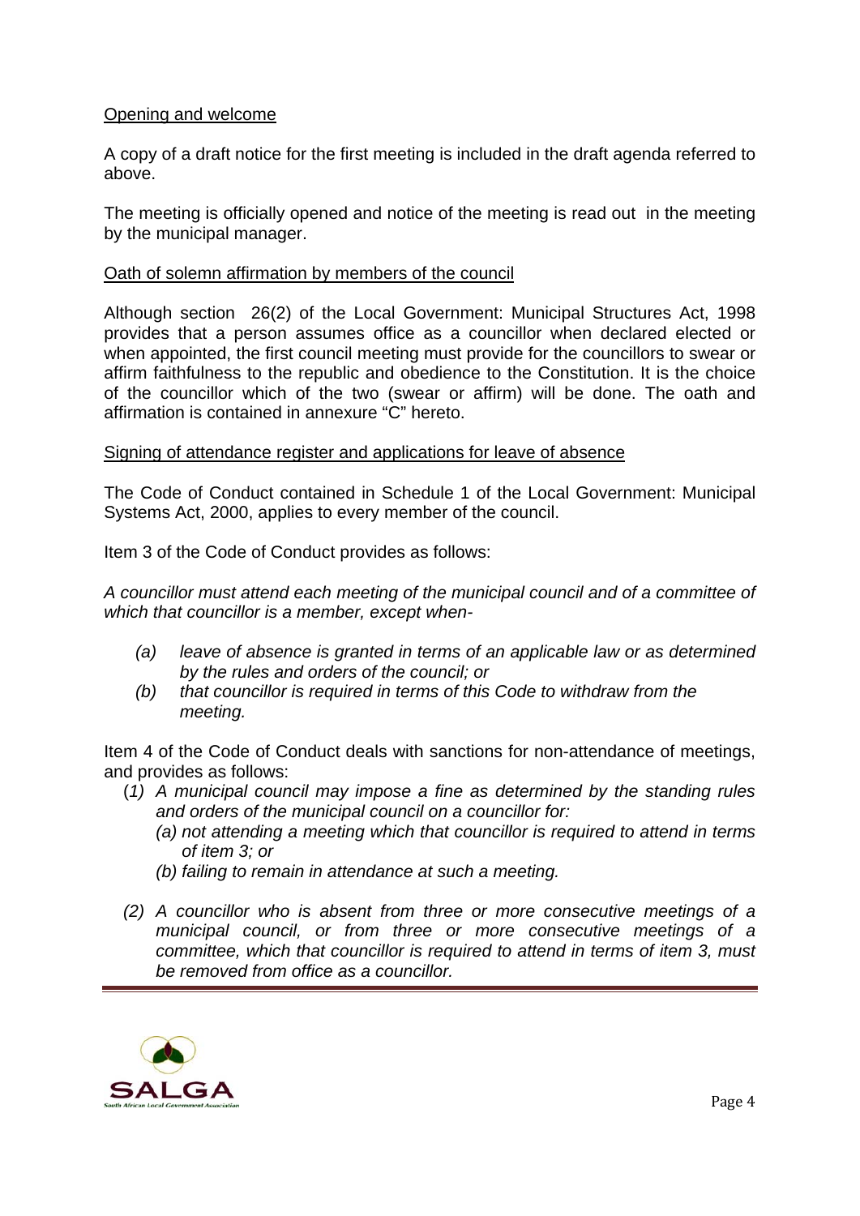Opening and welcome

A copy of a draft notice for the first meeting is included in the draft agenda referred to above.

The meeting is officially opened and notice of the meeting is read out in the meeting by the municipal manager.

Oath of solemn affirmation by members of the council

Although section 26(2) of the Local Government: Municipal Structures Act, 1998 provides that a person assumes office as a councillor when declared elected or when appointed, the first council meeting must provide for the councillors to swear or affirm faithfulness to the republic and obedience to the Constitution. It is the choice of the councillor which of the two (swear or affirm) will be done. The oath and affirmation is contained in annexure "C" hereto.

Signing of attendance register and applications for leave of absence

The Code of Conduct contained in Schedule 1 of the Local Government: Municipal Systems Act, 2000, applies to every member of the council.

Item 3 of the Code of Conduct provides as follows:

*A councillor must attend each meeting of the municipal council and of a committee of which that councillor is a member, except when-*

*(a) leave of absence is granted in terms of an applicable law or as determined by the rules and orders of the council; or*

*(b) that councillor is required in terms of this Code to withdraw from the meeting.*

Item 4 of the Code of Conduct deals with sanctions for non-attendance of meetings, and provides as follows:

*(1) A municipal council may impose a fine as determined by the standing rules and orders of the municipal council on a councillor for:*

*(a) not attending a meeting which that councillor is required to attend in terms of item 3; or*

*(b) failing to remain in attendance at such a meeting.*

*(2) A councillor who is absent from three or more consecutive meetings of a municipal council, or from three or more consecutive meetings of a committee, which that councillor is required to attend in terms of item 3, must be removed from office as a councillor.*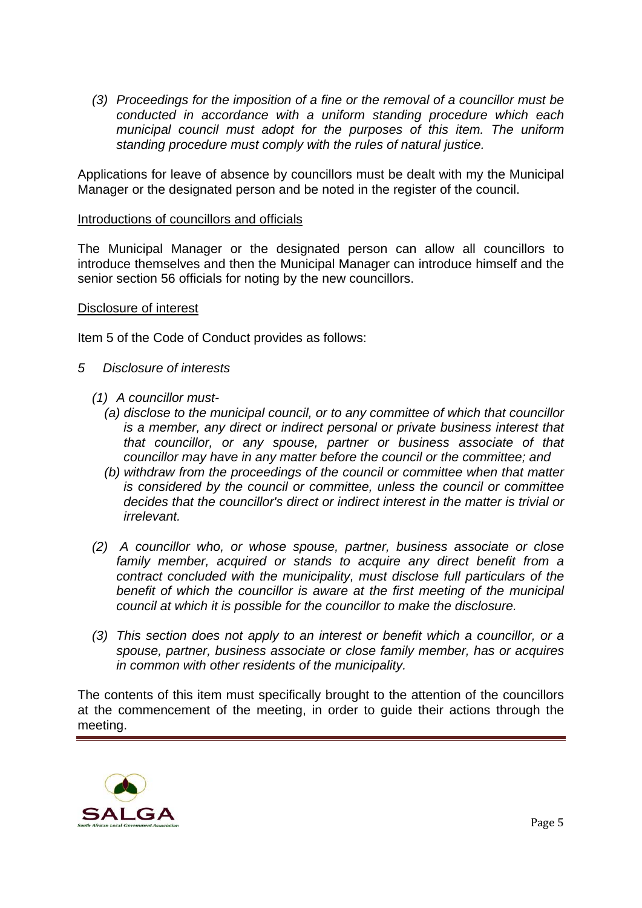*(3) Proceedings for the imposition of a fine or the removal of a councillor must be conducted in accordance with a uniform standing procedure which each municipal council must adopt for the purposes of this item. The uniform standing procedure must comply with the rules of natural justice.*

Applications for leave of absence by councillors must be dealt with my the Municipal Manager or the designated person and be noted in the register of the council.

<u>Introductions of councillors and officials</u>

The Municipal Manager or the designated person can allow all councillors to introduce themselves and then the Municipal Manager can introduce himself and the senior section 56 officials for noting by the new councillors.

<u>Disclosure of interest</u>

Item 5 of the Code of Conduct provides as follows:

*5 Disclosure of interests*

*(1) A councillor must-*

*(a) disclose to the municipal council, or to any committee of which that councillor is a member, any direct or indirect personal or private business interest that that councillor, or any spouse, partner or business associate of that councillor may have in any matter before the council or the committee; and*

*(b) withdraw from the proceedings of the council or committee when that matter is considered by the council or committee, unless the council or committee decides that the councillor's direct or indirect interest in the matter is trivial or irrelevant.*

*(2) A councillor who, or whose spouse, partner, business associate or close family member, acquired or stands to acquire any direct benefit from a contract concluded with the municipality, must disclose full particulars of the benefit of which the councillor is aware at the first meeting of the municipal council at which it is possible for the councillor to make the disclosure.*

*(3) This section does not apply to an interest or benefit which a councillor, or a spouse, partner, business associate or close family member, has or acquires in common with other residents of the municipality.*

The contents of this item must specifically brought to the attention of the councillors at the commencement of the meeting, in order to guide their actions through the meeting.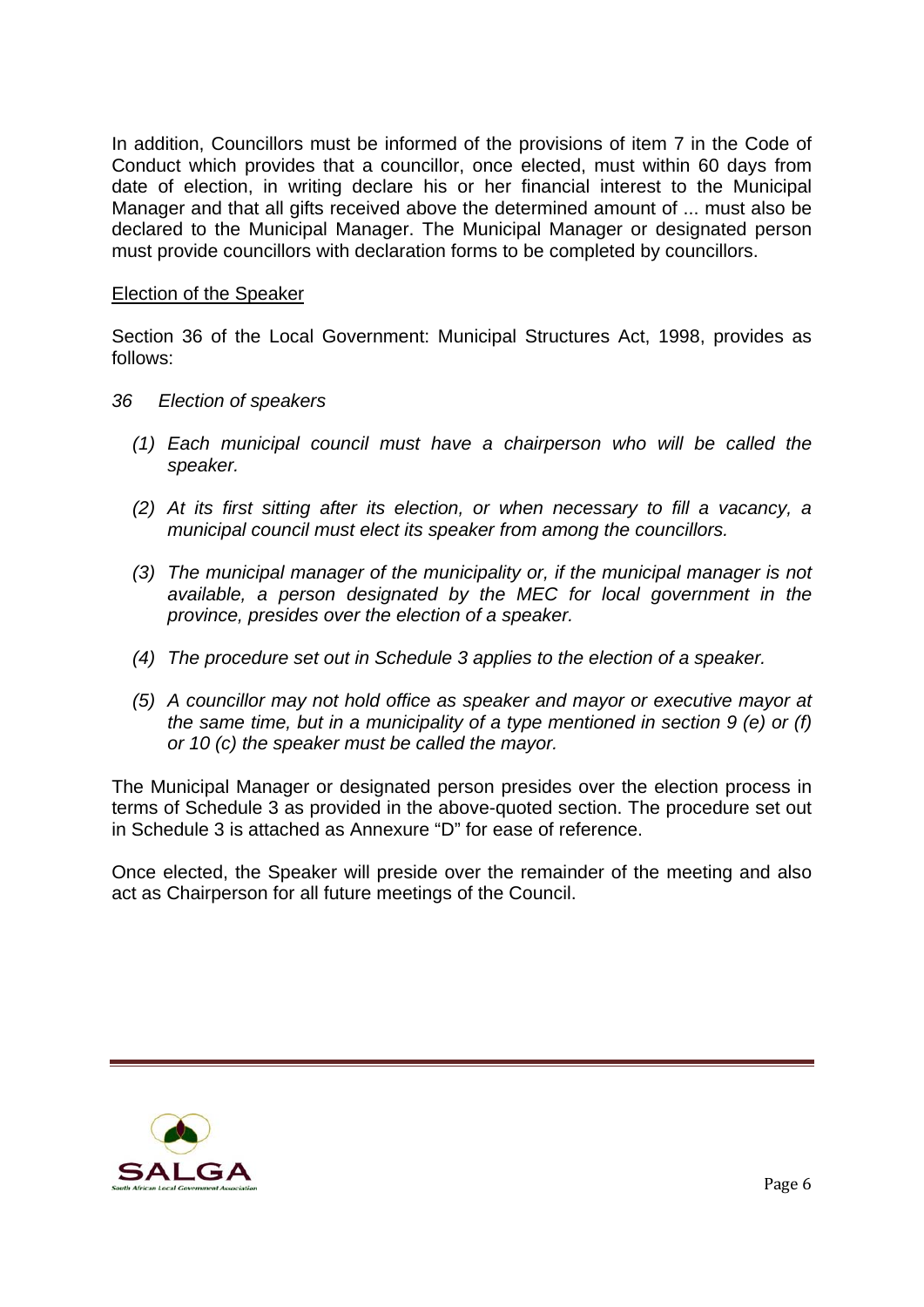In addition, Councillors must be informed of the provisions of item 7 in the Code of Conduct which provides that a councillor, once elected, must within 60 days from date of election, in writing declare his or her financial interest to the Municipal Manager and that all gifts received above the determined amount of ... must also be declared to the Municipal Manager. The Municipal Manager or designated person must provide councillors with declaration forms to be completed by councillors.

Election of the Speaker

Section 36 of the Local Government: Municipal Structures Act, 1998, provides as follows:

*36 Election of speakers*

*(1) Each municipal council must have a chairperson who will be called the speaker.*

*(2) At its first sitting after its election, or when necessary to fill a vacancy, a municipal council must elect its speaker from among the councillors.*

*(3) The municipal manager of the municipality or, if the municipal manager is not available, a person designated by the MEC for local government in the province, presides over the election of a speaker.*

*(4) The procedure set out in Schedule 3 applies to the election of a speaker.*

*(5) A councillor may not hold office as speaker and mayor or executive mayor at the same time, but in a municipality of a type mentioned in section 9 (e) or (f) or 10 (c) the speaker must be called the mayor.*

The Municipal Manager or designated person presides over the election process in terms of Schedule 3 as provided in the above-quoted section. The procedure set out in Schedule 3 is attached as Annexure "D" for ease of reference.

Once elected, the Speaker will preside over the remainder of the meeting and also act as Chairperson for all future meetings of the Council.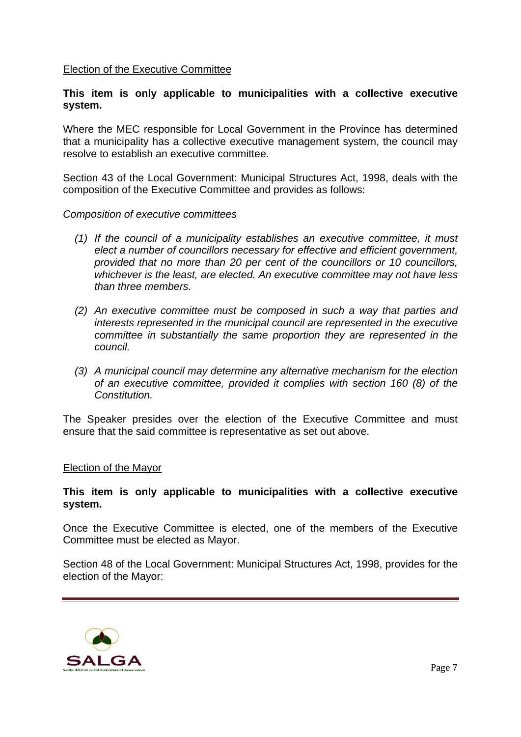<u>Election of the Executive Committee</u>

**This item is only applicable to municipalities with a collective executive system.**

Where the MEC responsible for Local Government in the Province has determined that a municipality has a collective executive management system, the council may resolve to establish an executive committee.

Section 43 of the Local Government: Municipal Structures Act, 1998, deals with the composition of the Executive Committee and provides as follows:

*Composition of executive committees*

*(1) If the council of a municipality establishes an executive committee, it must elect a number of councillors necessary for effective and efficient government, provided that no more than 20 per cent of the councillors or 10 councillors, whichever is the least, are elected. An executive committee may not have less than three members.*

*(2) An executive committee must be composed in such a way that parties and interests represented in the municipal council are represented in the executive committee in substantially the same proportion they are represented in the council.*

*(3) A municipal council may determine any alternative mechanism for the election of an executive committee, provided it complies with section 160 (8) of the Constitution.*

The Speaker presides over the election of the Executive Committee and must ensure that the said committee is representative as set out above.

<u>Election of the Mayor</u>

**This item is only applicable to municipalities with a collective executive system.**

Once the Executive Committee is elected, one of the members of the Executive Committee must be elected as Mayor.

Section 48 of the Local Government: Municipal Structures Act, 1998, provides for the election of the Mayor: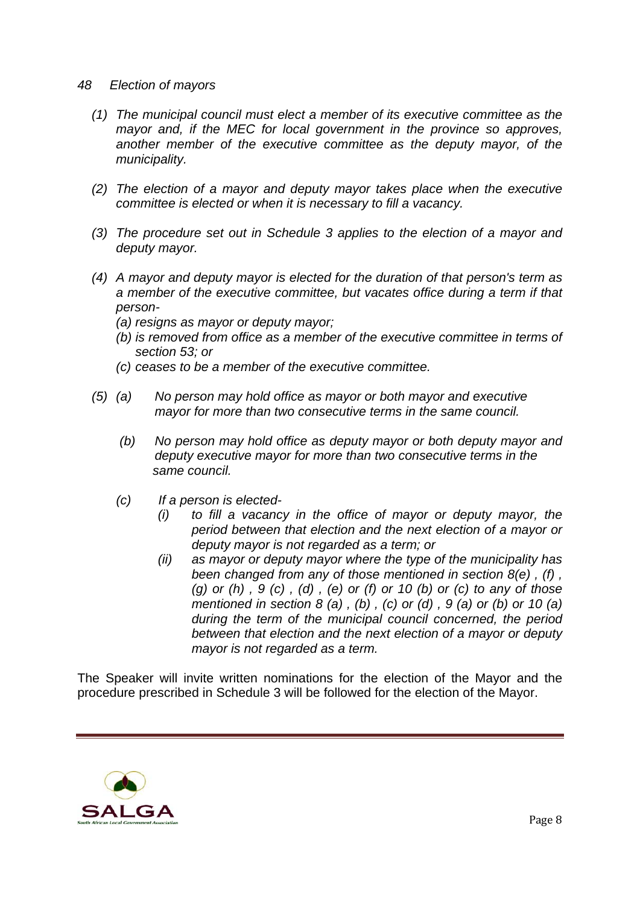*48 Election of mayors*

*(1) The municipal council must elect a member of its executive committee as the mayor and, if the MEC for local government in the province so approves, another member of the executive committee as the deputy mayor, of the municipality.*

*(2) The election of a mayor and deputy mayor takes place when the executive committee is elected or when it is necessary to fill a vacancy.*

*(3) The procedure set out in Schedule 3 applies to the election of a mayor and deputy mayor.*

*(4) A mayor and deputy mayor is elected for the duration of that person's term as a member of the executive committee, but vacates office during a term if that person-*

*(a) resigns as mayor or deputy mayor;*

*(b) is removed from office as a member of the executive committee in terms of section 53; or*

*(c) ceases to be a member of the executive committee.*

*(5) (a) No person may hold office as mayor or both mayor and executive mayor for more than two consecutive terms in the same council.*

*(b) No person may hold office as deputy mayor or both deputy mayor and deputy executive mayor for more than two consecutive terms in the same council.*

*(c) If a person is elected-*

*(i) to fill a vacancy in the office of mayor or deputy mayor, the period between that election and the next election of a mayor or deputy mayor is not regarded as a term; or*

*(ii) as mayor or deputy mayor where the type of the municipality has been changed from any of those mentioned in section 8(e) , (f) , (g) or (h) , 9 (c) , (d) , (e) or (f) or 10 (b) or (c) to any of those mentioned in section 8 (a) , (b) , (c) or (d) , 9 (a) or (b) or 10 (a) during the term of the municipal council concerned, the period between that election and the next election of a mayor or deputy mayor is not regarded as a term.*

The Speaker will invite written nominations for the election of the Mayor and the procedure prescribed in Schedule 3 will be followed for the election of the Mayor.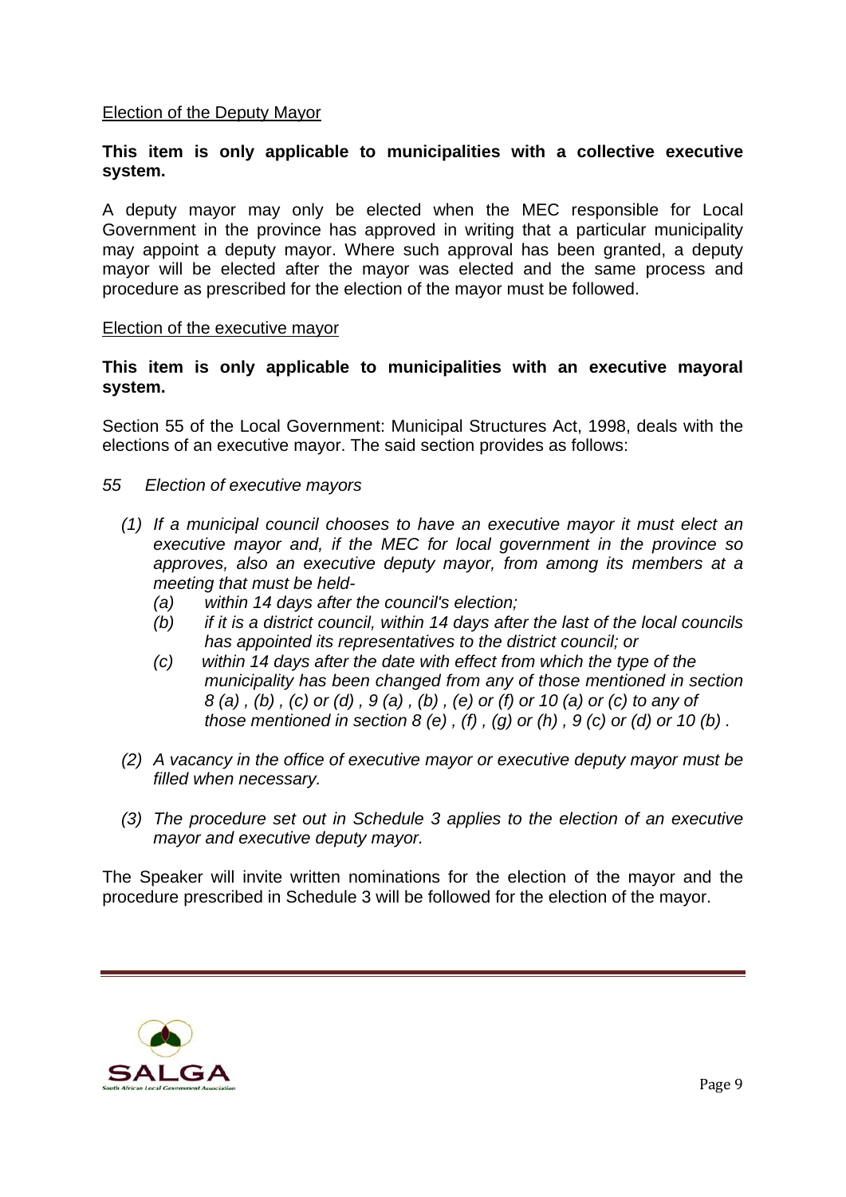<u>Election of the Deputy Mayor</u>

**This item is only applicable to municipalities with a collective executive system.**

A deputy mayor may only be elected when the MEC responsible for Local Government in the province has approved in writing that a particular municipality may appoint a deputy mayor. Where such approval has been granted, a deputy mayor will be elected after the mayor was elected and the same process and procedure as prescribed for the election of the mayor must be followed.

<u>Election of the executive mayor</u>

**This item is only applicable to municipalities with an executive mayoral system.**

Section 55 of the Local Government: Municipal Structures Act, 1998, deals with the elections of an executive mayor. The said section provides as follows:

*55 Election of executive mayors*

*(1) If a municipal council chooses to have an executive mayor it must elect an executive mayor and, if the MEC for local government in the province so approves, also an executive deputy mayor, from among its members at a meeting that must be held-*

*(a) within 14 days after the council's election;*

*(b) if it is a district council, within 14 days after the last of the local councils has appointed its representatives to the district council; or*

*(c) within 14 days after the date with effect from which the type of the municipality has been changed from any of those mentioned in section 8 (a) , (b) , (c) or (d) , 9 (a) , (b) , (e) or (f) or 10 (a) or (c) to any of those mentioned in section 8 (e) , (f) , (g) or (h) , 9 (c) or (d) or 10 (b) .*

*(2) A vacancy in the office of executive mayor or executive deputy mayor must be filled when necessary.*

*(3) The procedure set out in Schedule 3 applies to the election of an executive mayor and executive deputy mayor.*

The Speaker will invite written nominations for the election of the mayor and the procedure prescribed in Schedule 3 will be followed for the election of the mayor.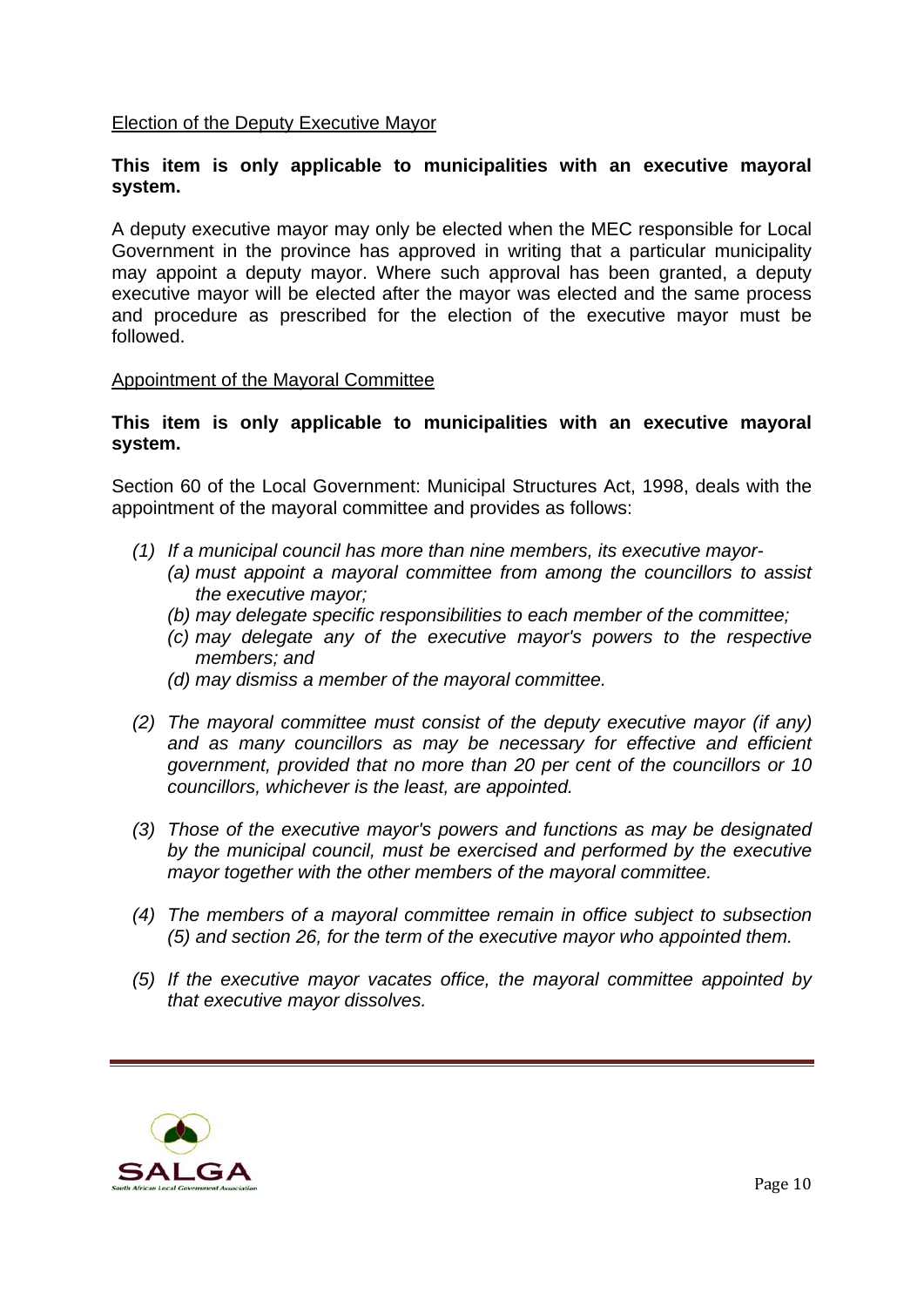Election of the Deputy Executive Mayor

**This item is only applicable to municipalities with an executive mayoral system.**

A deputy executive mayor may only be elected when the MEC responsible for Local Government in the province has approved in writing that a particular municipality may appoint a deputy mayor. Where such approval has been granted, a deputy executive mayor will be elected after the mayor was elected and the same process and procedure as prescribed for the election of the executive mayor must be followed.

Appointment of the Mayoral Committee

**This item is only applicable to municipalities with an executive mayoral system.**

Section 60 of the Local Government: Municipal Structures Act, 1998, deals with the appointment of the mayoral committee and provides as follows:

*(1) If a municipal council has more than nine members, its executive mayor-*
  - *(a) must appoint a mayoral committee from among the councillors to assist the executive mayor;*
  - *(b) may delegate specific responsibilities to each member of the committee;*
  - *(c) may delegate any of the executive mayor's powers to the respective members; and*
  - *(d) may dismiss a member of the mayoral committee.*

*(2) The mayoral committee must consist of the deputy executive mayor (if any) and as many councillors as may be necessary for effective and efficient government, provided that no more than 20 per cent of the councillors or 10 councillors, whichever is the least, are appointed.*

*(3) Those of the executive mayor's powers and functions as may be designated by the municipal council, must be exercised and performed by the executive mayor together with the other members of the mayoral committee.*

*(4) The members of a mayoral committee remain in office subject to subsection (5) and section 26, for the term of the executive mayor who appointed them.*

*(5) If the executive mayor vacates office, the mayoral committee appointed by that executive mayor dissolves.*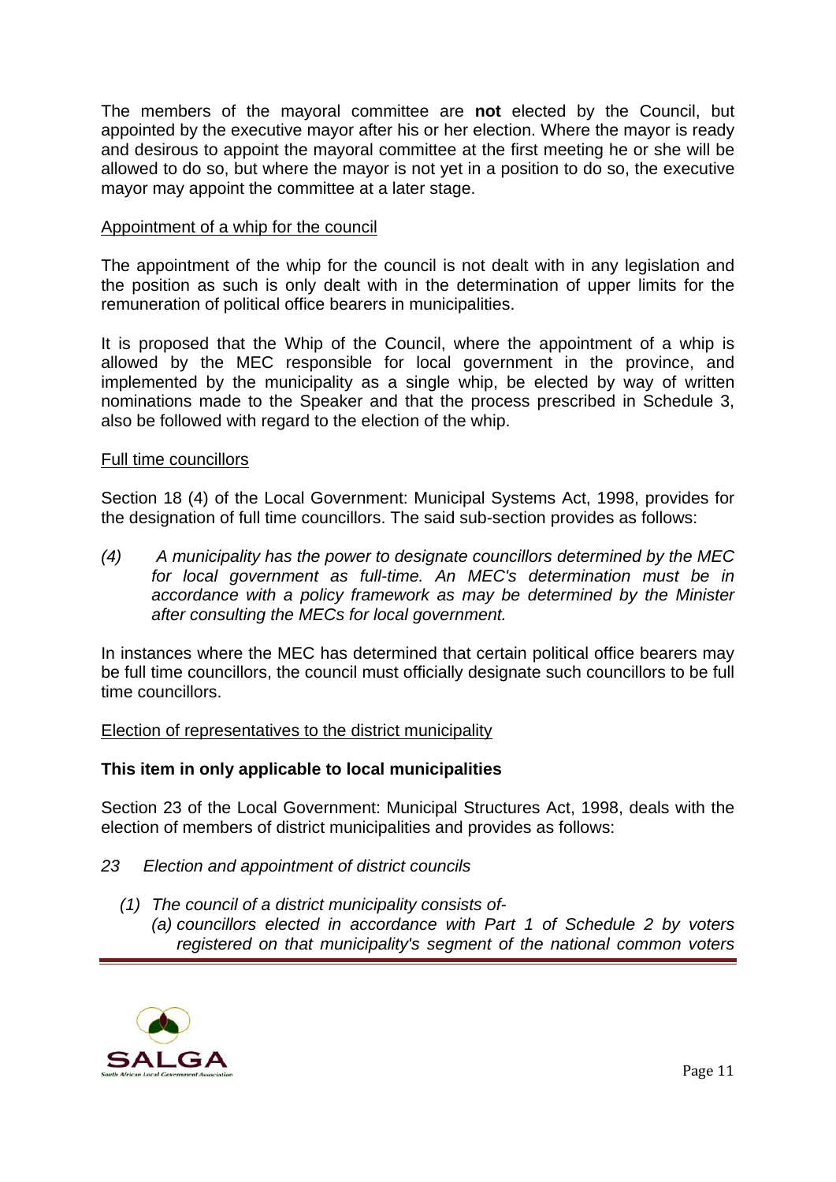The members of the mayoral committee are **not** elected by the Council, but appointed by the executive mayor after his or her election. Where the mayor is ready and desirous to appoint the mayoral committee at the first meeting he or she will be allowed to do so, but where the mayor is not yet in a position to do so, the executive mayor may appoint the committee at a later stage.

<u>Appointment of a whip for the council</u>

The appointment of the whip for the council is not dealt with in any legislation and the position as such is only dealt with in the determination of upper limits for the remuneration of political office bearers in municipalities.

It is proposed that the Whip of the Council, where the appointment of a whip is allowed by the MEC responsible for local government in the province, and implemented by the municipality as a single whip, be elected by way of written nominations made to the Speaker and that the process prescribed in Schedule 3, also be followed with regard to the election of the whip.

<u>Full time councillors</u>

Section 18 (4) of the Local Government: Municipal Systems Act, 1998, provides for the designation of full time councillors. The said sub-section provides as follows:

*(4) A municipality has the power to designate councillors determined by the MEC for local government as full-time. An MEC's determination must be in accordance with a policy framework as may be determined by the Minister after consulting the MECs for local government.*

In instances where the MEC has determined that certain political office bearers may be full time councillors, the council must officially designate such councillors to be full time councillors.

<u>Election of representatives to the district municipality</u>

**This item in only applicable to local municipalities**

Section 23 of the Local Government: Municipal Structures Act, 1998, deals with the election of members of district municipalities and provides as follows:

*23 Election and appointment of district councils*

*(1) The council of a district municipality consists of-*

*(a) councillors elected in accordance with Part 1 of Schedule 2 by voters registered on that municipality's segment of the national common voters*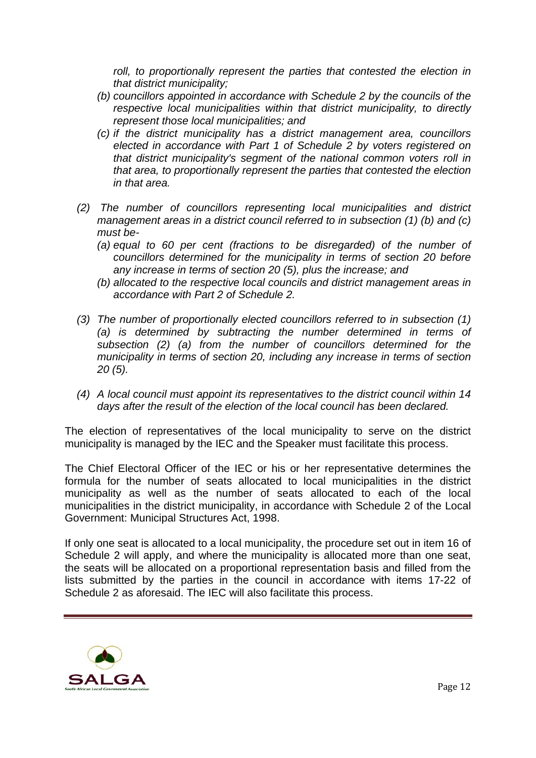*roll, to proportionally represent the parties that contested the election in that district municipality;*

*(b) councillors appointed in accordance with Schedule 2 by the councils of the respective local municipalities within that district municipality, to directly represent those local municipalities; and*

*(c) if the district municipality has a district management area, councillors elected in accordance with Part 1 of Schedule 2 by voters registered on that district municipality's segment of the national common voters roll in that area, to proportionally represent the parties that contested the election in that area.*

*(2) The number of councillors representing local municipalities and district management areas in a district council referred to in subsection (1) (b) and (c) must be-*

*(a) equal to 60 per cent (fractions to be disregarded) of the number of councillors determined for the municipality in terms of section 20 before any increase in terms of section 20 (5), plus the increase; and*

*(b) allocated to the respective local councils and district management areas in accordance with Part 2 of Schedule 2.*

*(3) The number of proportionally elected councillors referred to in subsection (1) (a) is determined by subtracting the number determined in terms of subsection (2) (a) from the number of councillors determined for the municipality in terms of section 20, including any increase in terms of section 20 (5).*

*(4) A local council must appoint its representatives to the district council within 14 days after the result of the election of the local council has been declared.*

The election of representatives of the local municipality to serve on the district municipality is managed by the IEC and the Speaker must facilitate this process.

The Chief Electoral Officer of the IEC or his or her representative determines the formula for the number of seats allocated to local municipalities in the district municipality as well as the number of seats allocated to each of the local municipalities in the district municipality, in accordance with Schedule 2 of the Local Government: Municipal Structures Act, 1998.

If only one seat is allocated to a local municipality, the procedure set out in item 16 of Schedule 2 will apply, and where the municipality is allocated more than one seat, the seats will be allocated on a proportional representation basis and filled from the lists submitted by the parties in the council in accordance with items 17-22 of Schedule 2 as aforesaid. The IEC will also facilitate this process.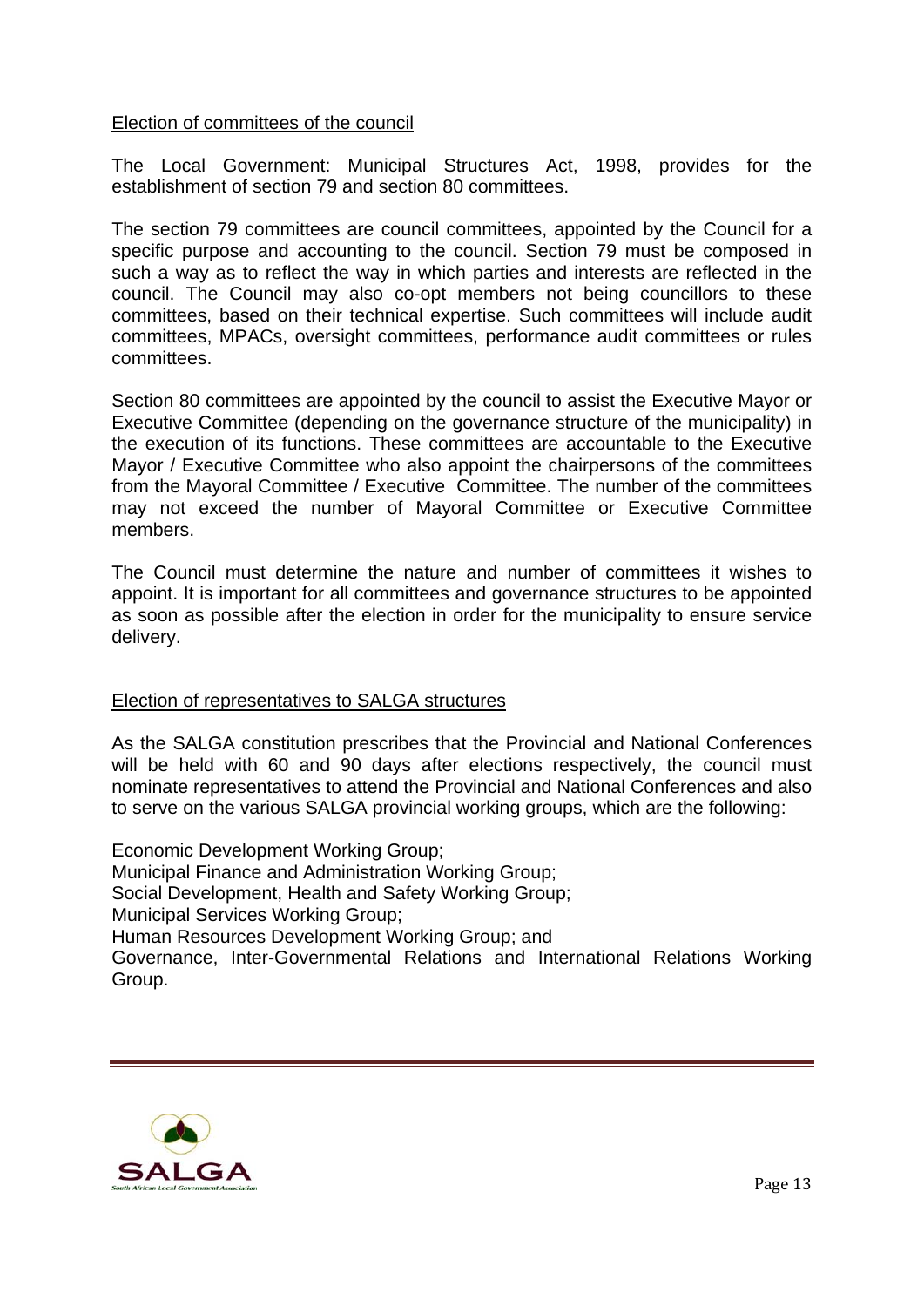## Election of committees of the council

The Local Government: Municipal Structures Act, 1998, provides for the establishment of section 79 and section 80 committees.

The section 79 committees are council committees, appointed by the Council for a specific purpose and accounting to the council. Section 79 must be composed in such a way as to reflect the way in which parties and interests are reflected in the council. The Council may also co-opt members not being councillors to these committees, based on their technical expertise. Such committees will include audit committees, MPACs, oversight committees, performance audit committees or rules committees.

Section 80 committees are appointed by the council to assist the Executive Mayor or Executive Committee (depending on the governance structure of the municipality) in the execution of its functions. These committees are accountable to the Executive Mayor / Executive Committee who also appoint the chairpersons of the committees from the Mayoral Committee / Executive Committee. The number of the committees may not exceed the number of Mayoral Committee or Executive Committee members.

The Council must determine the nature and number of committees it wishes to appoint. It is important for all committees and governance structures to be appointed as soon as possible after the election in order for the municipality to ensure service delivery.

## Election of representatives to SALGA structures

As the SALGA constitution prescribes that the Provincial and National Conferences will be held with 60 and 90 days after elections respectively, the council must nominate representatives to attend the Provincial and National Conferences and also to serve on the various SALGA provincial working groups, which are the following:

Economic Development Working Group;
Municipal Finance and Administration Working Group;
Social Development, Health and Safety Working Group;
Municipal Services Working Group;
Human Resources Development Working Group; and
Governance, Inter-Governmental Relations and International Relations Working Group.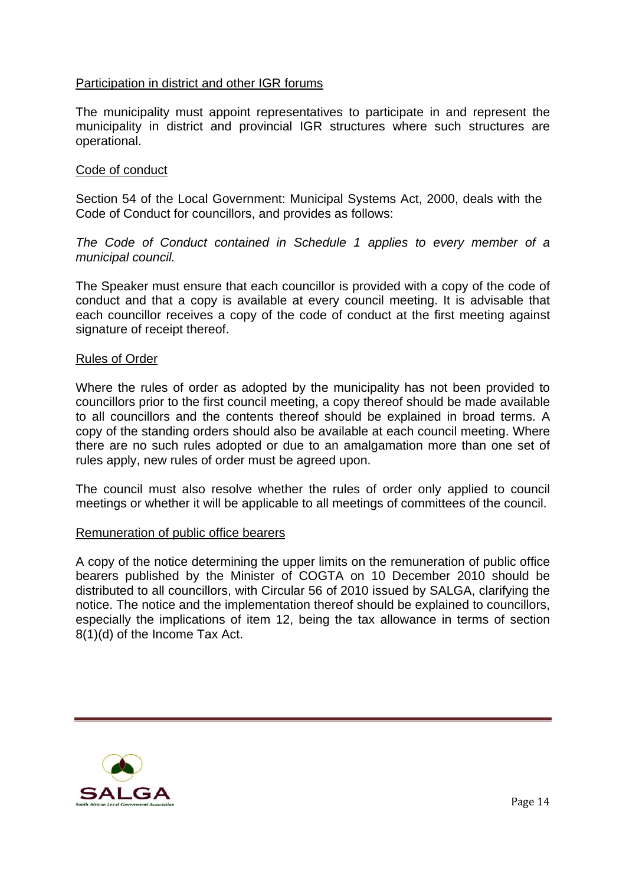Participation in district and other IGR forums

The municipality must appoint representatives to participate in and represent the municipality in district and provincial IGR structures where such structures are operational.

Code of conduct

Section 54 of the Local Government: Municipal Systems Act, 2000, deals with the Code of Conduct for councillors, and provides as follows:

*The Code of Conduct contained in Schedule 1 applies to every member of a municipal council.*

The Speaker must ensure that each councillor is provided with a copy of the code of conduct and that a copy is available at every council meeting. It is advisable that each councillor receives a copy of the code of conduct at the first meeting against signature of receipt thereof.

Rules of Order

Where the rules of order as adopted by the municipality has not been provided to councillors prior to the first council meeting, a copy thereof should be made available to all councillors and the contents thereof should be explained in broad terms. A copy of the standing orders should also be available at each council meeting. Where there are no such rules adopted or due to an amalgamation more than one set of rules apply, new rules of order must be agreed upon.

The council must also resolve whether the rules of order only applied to council meetings or whether it will be applicable to all meetings of committees of the council.

Remuneration of public office bearers

A copy of the notice determining the upper limits on the remuneration of public office bearers published by the Minister of COGTA on 10 December 2010 should be distributed to all councillors, with Circular 56 of 2010 issued by SALGA, clarifying the notice. The notice and the implementation thereof should be explained to councillors, especially the implications of item 12, being the tax allowance in terms of section 8(1)(d) of the Income Tax Act.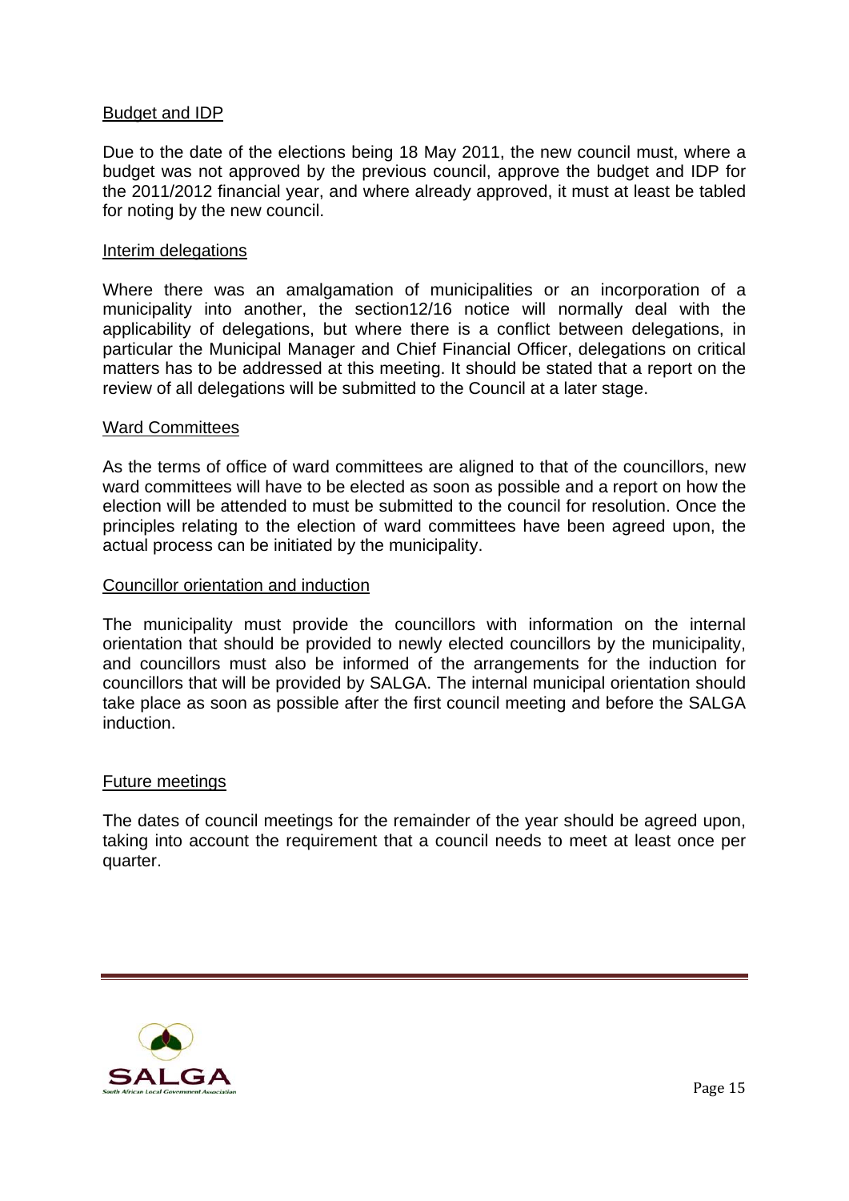Budget and IDP

Due to the date of the elections being 18 May 2011, the new council must, where a budget was not approved by the previous council, approve the budget and IDP for the 2011/2012 financial year, and where already approved, it must at least be tabled for noting by the new council.

Interim delegations

Where there was an amalgamation of municipalities or an incorporation of a municipality into another, the section12/16 notice will normally deal with the applicability of delegations, but where there is a conflict between delegations, in particular the Municipal Manager and Chief Financial Officer, delegations on critical matters has to be addressed at this meeting. It should be stated that a report on the review of all delegations will be submitted to the Council at a later stage.

Ward Committees

As the terms of office of ward committees are aligned to that of the councillors, new ward committees will have to be elected as soon as possible and a report on how the election will be attended to must be submitted to the council for resolution. Once the principles relating to the election of ward committees have been agreed upon, the actual process can be initiated by the municipality.

Councillor orientation and induction

The municipality must provide the councillors with information on the internal orientation that should be provided to newly elected councillors by the municipality, and councillors must also be informed of the arrangements for the induction for councillors that will be provided by SALGA. The internal municipal orientation should take place as soon as possible after the first council meeting and before the SALGA induction.

Future meetings

The dates of council meetings for the remainder of the year should be agreed upon, taking into account the requirement that a council needs to meet at least once per quarter.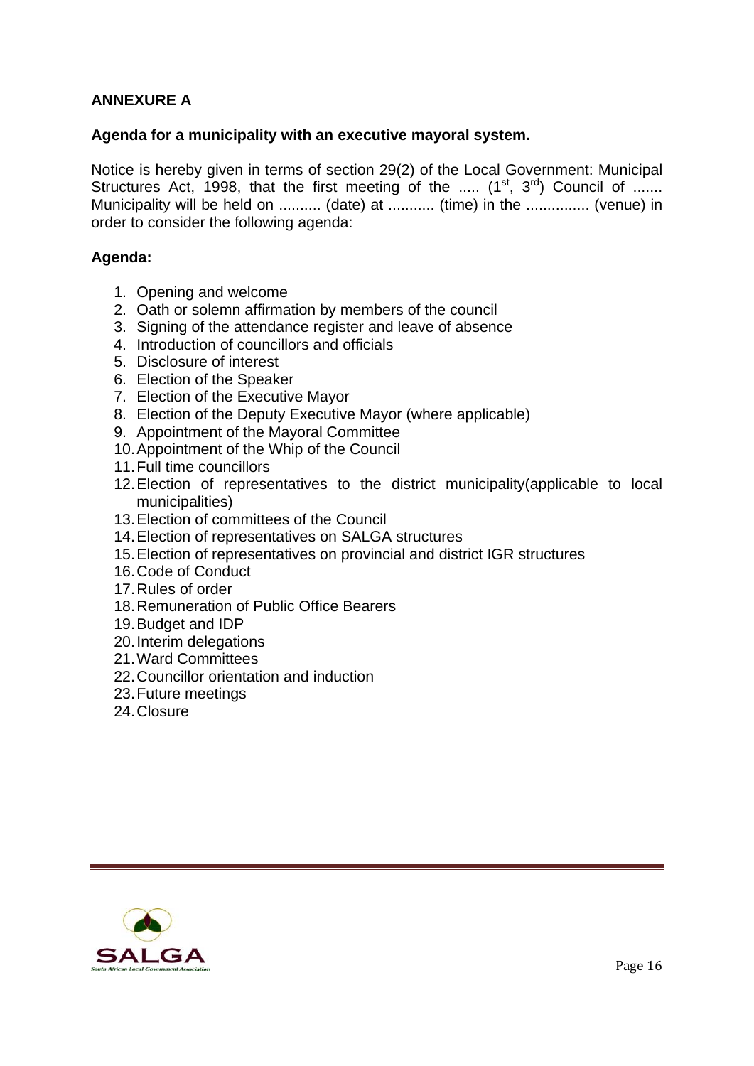**ANNEXURE A**

**Agenda for a municipality with an executive mayoral system.**

Notice is hereby given in terms of section 29(2) of the Local Government: Municipal Structures Act, 1998, that the first meeting of the ..... ($1^{st}$, $3^{rd}$) Council of ....... Municipality will be held on .......... (date) at ........... (time) in the ............... (venue) in order to consider the following agenda:

**Agenda:**

1. Opening and welcome
2. Oath or solemn affirmation by members of the council
3. Signing of the attendance register and leave of absence
4. Introduction of councillors and officials
5. Disclosure of interest
6. Election of the Speaker
7. Election of the Executive Mayor
8. Election of the Deputy Executive Mayor (where applicable)
9. Appointment of the Mayoral Committee
10. Appointment of the Whip of the Council
11. Full time councillors
12. Election of representatives to the district municipality(applicable to local municipalities)
13. Election of committees of the Council
14. Election of representatives on SALGA structures
15. Election of representatives on provincial and district IGR structures
16. Code of Conduct
17. Rules of order
18. Remuneration of Public Office Bearers
19. Budget and IDP
20. Interim delegations
21. Ward Committees
22. Councillor orientation and induction
23. Future meetings
24. Closure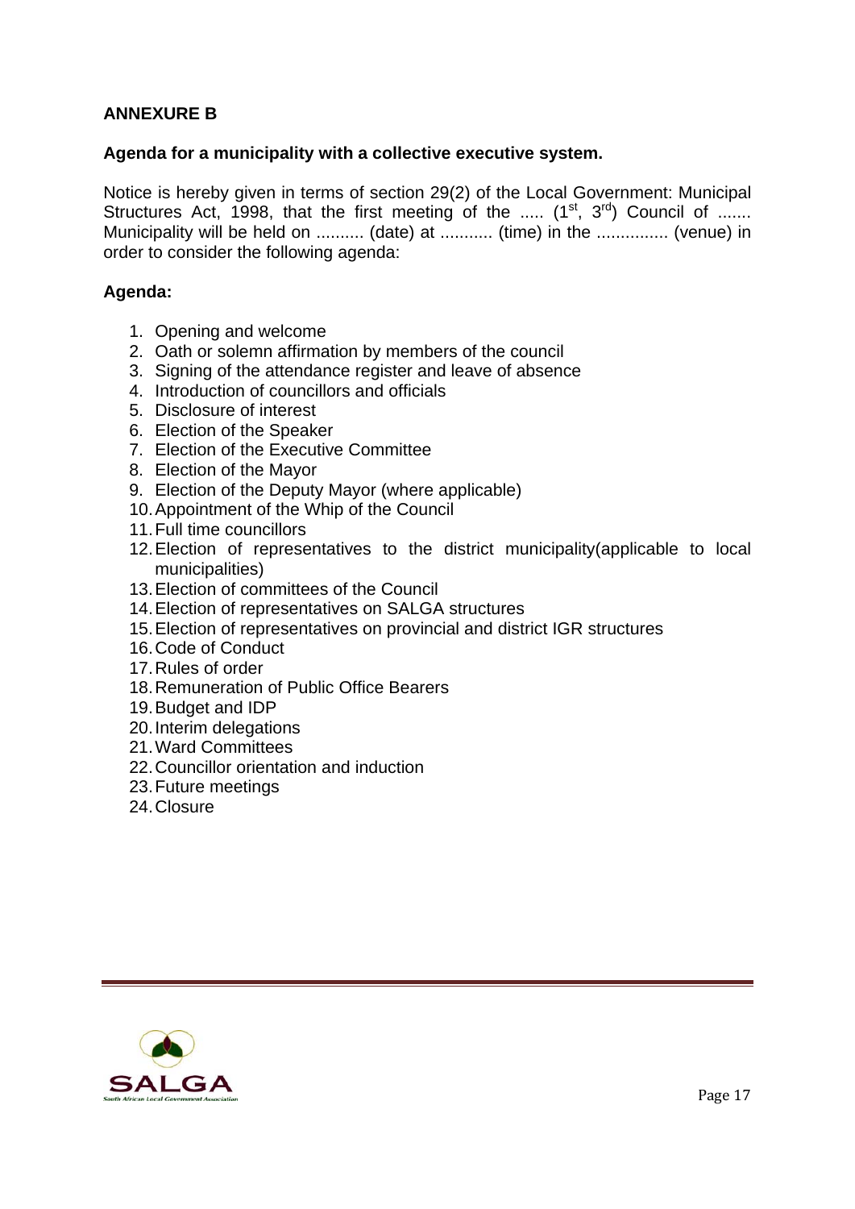**ANNEXURE B**

**Agenda for a municipality with a collective executive system.**

Notice is hereby given in terms of section 29(2) of the Local Government: Municipal Structures Act, 1998, that the first meeting of the ..... ($1^{st}$, $3^{rd}$) Council of ....... Municipality will be held on .......... (date) at ........... (time) in the ............... (venue) in order to consider the following agenda:

**Agenda:**

1. Opening and welcome
2. Oath or solemn affirmation by members of the council
3. Signing of the attendance register and leave of absence
4. Introduction of councillors and officials
5. Disclosure of interest
6. Election of the Speaker
7. Election of the Executive Committee
8. Election of the Mayor
9. Election of the Deputy Mayor (where applicable)
10. Appointment of the Whip of the Council
11. Full time councillors
12. Election of representatives to the district municipality(applicable to local municipalities)
13. Election of committees of the Council
14. Election of representatives on SALGA structures
15. Election of representatives on provincial and district IGR structures
16. Code of Conduct
17. Rules of order
18. Remuneration of Public Office Bearers
19. Budget and IDP
20. Interim delegations
21. Ward Committees
22. Councillor orientation and induction
23. Future meetings
24. Closure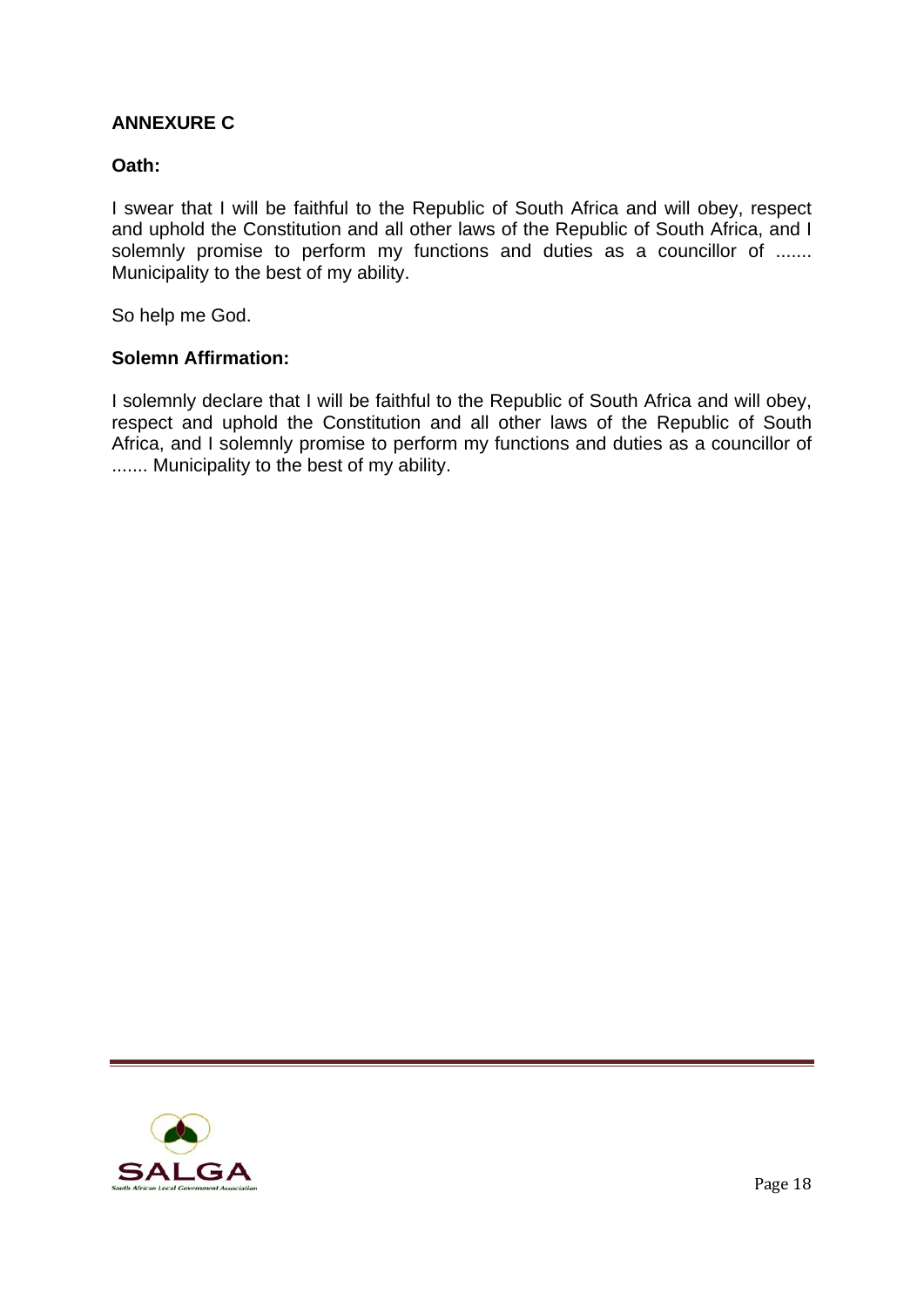## ANNEXURE C

**Oath:**

I swear that I will be faithful to the Republic of South Africa and will obey, respect and uphold the Constitution and all other laws of the Republic of South Africa, and I solemnly promise to perform my functions and duties as a councillor of ....... Municipality to the best of my ability.

So help me God.

**Solemn Affirmation:**

I solemnly declare that I will be faithful to the Republic of South Africa and will obey, respect and uphold the Constitution and all other laws of the Republic of South Africa, and I solemnly promise to perform my functions and duties as a councillor of ....... Municipality to the best of my ability.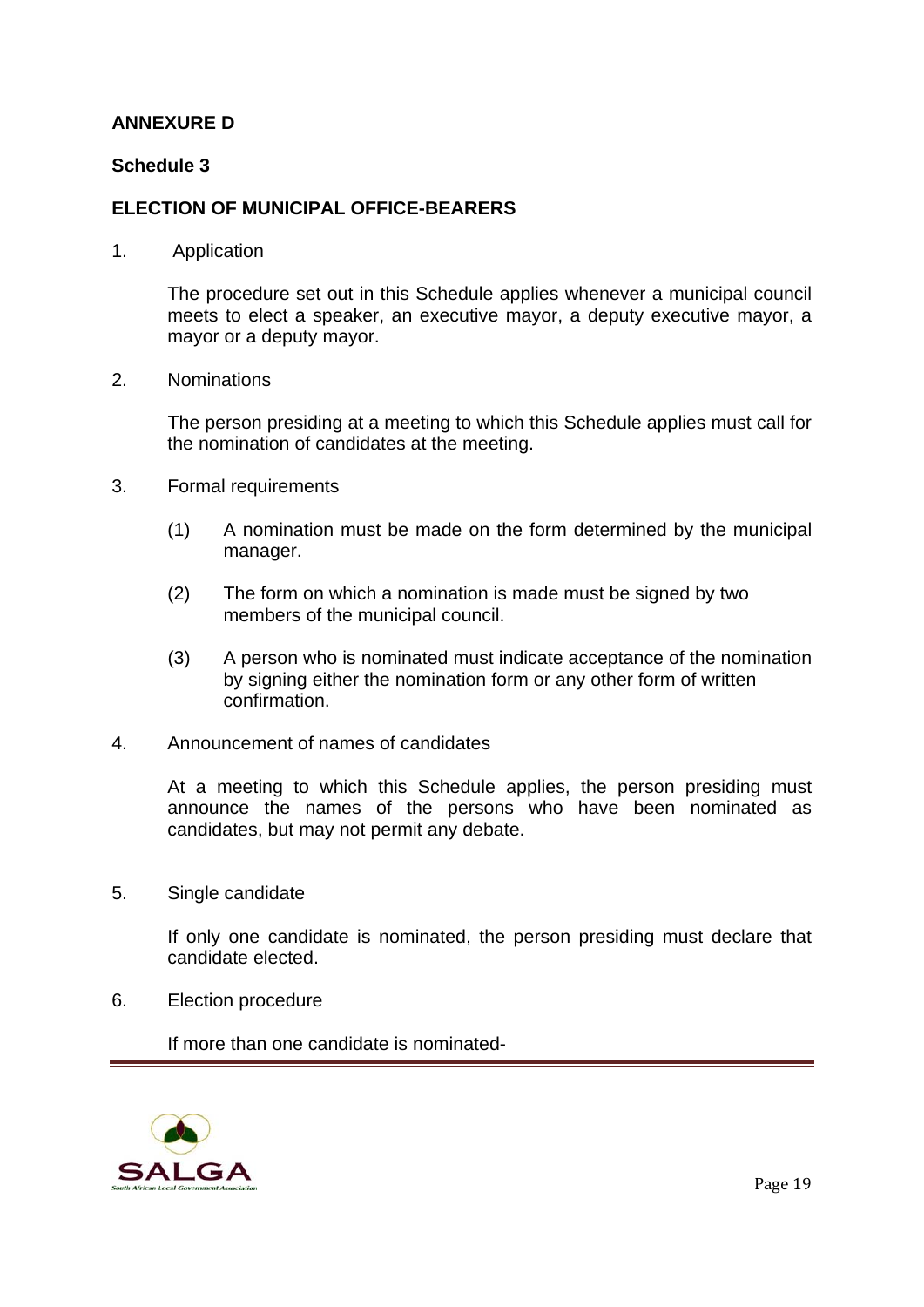**ANNEXURE D**

**Schedule 3**

**ELECTION OF MUNICIPAL OFFICE-BEARERS**

1. Application

   The procedure set out in this Schedule applies whenever a municipal council meets to elect a speaker, an executive mayor, a deputy executive mayor, a mayor or a deputy mayor.

2. Nominations

   The person presiding at a meeting to which this Schedule applies must call for the nomination of candidates at the meeting.

3. Formal requirements

   (1) A nomination must be made on the form determined by the municipal manager.

   (2) The form on which a nomination is made must be signed by two members of the municipal council.

   (3) A person who is nominated must indicate acceptance of the nomination by signing either the nomination form or any other form of written confirmation.

4. Announcement of names of candidates

   At a meeting to which this Schedule applies, the person presiding must announce the names of the persons who have been nominated as candidates, but may not permit any debate.

5. Single candidate

   If only one candidate is nominated, the person presiding must declare that candidate elected.

6. Election procedure

   If more than one candidate is nominated-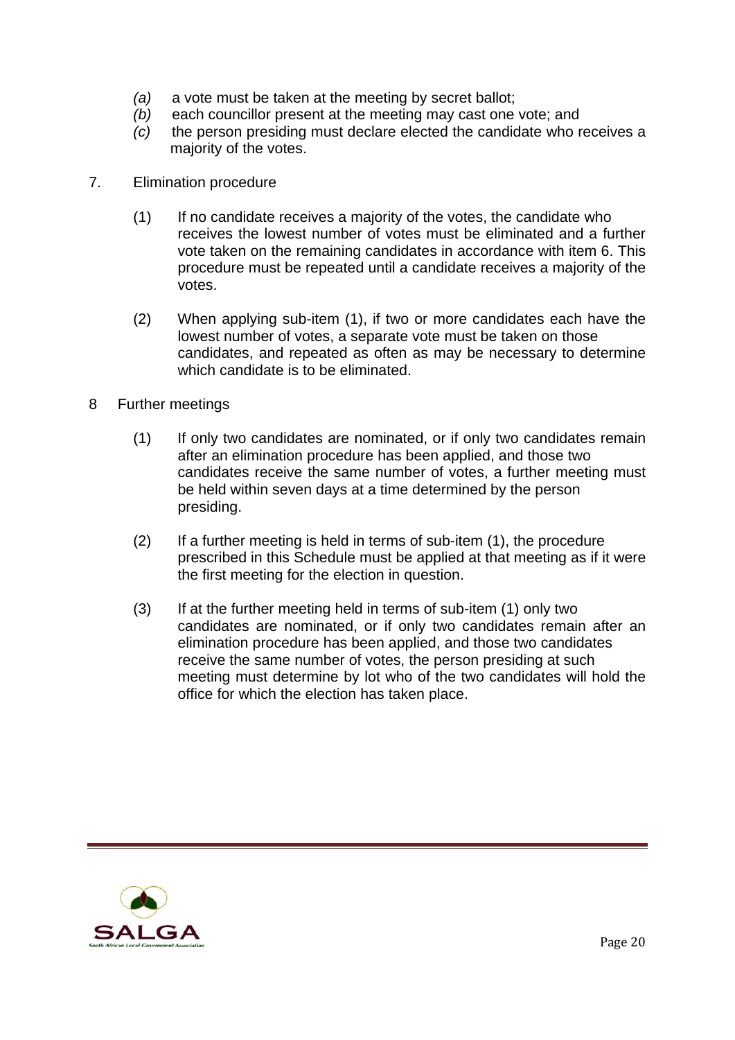- *(a)* a vote must be taken at the meeting by secret ballot;
- *(b)* each councillor present at the meeting may cast one vote; and
- *(c)* the person presiding must declare elected the candidate who receives a majority of the votes.

7. Elimination procedure

(1) If no candidate receives a majority of the votes, the candidate who receives the lowest number of votes must be eliminated and a further vote taken on the remaining candidates in accordance with item 6. This procedure must be repeated until a candidate receives a majority of the votes.

(2) When applying sub-item (1), if two or more candidates each have the lowest number of votes, a separate vote must be taken on those candidates, and repeated as often as may be necessary to determine which candidate is to be eliminated.

8 Further meetings

(1) If only two candidates are nominated, or if only two candidates remain after an elimination procedure has been applied, and those two candidates receive the same number of votes, a further meeting must be held within seven days at a time determined by the person presiding.

(2) If a further meeting is held in terms of sub-item (1), the procedure prescribed in this Schedule must be applied at that meeting as if it were the first meeting for the election in question.

(3) If at the further meeting held in terms of sub-item (1) only two candidates are nominated, or if only two candidates remain after an elimination procedure has been applied, and those two candidates receive the same number of votes, the person presiding at such meeting must determine by lot who of the two candidates will hold the office for which the election has taken place.